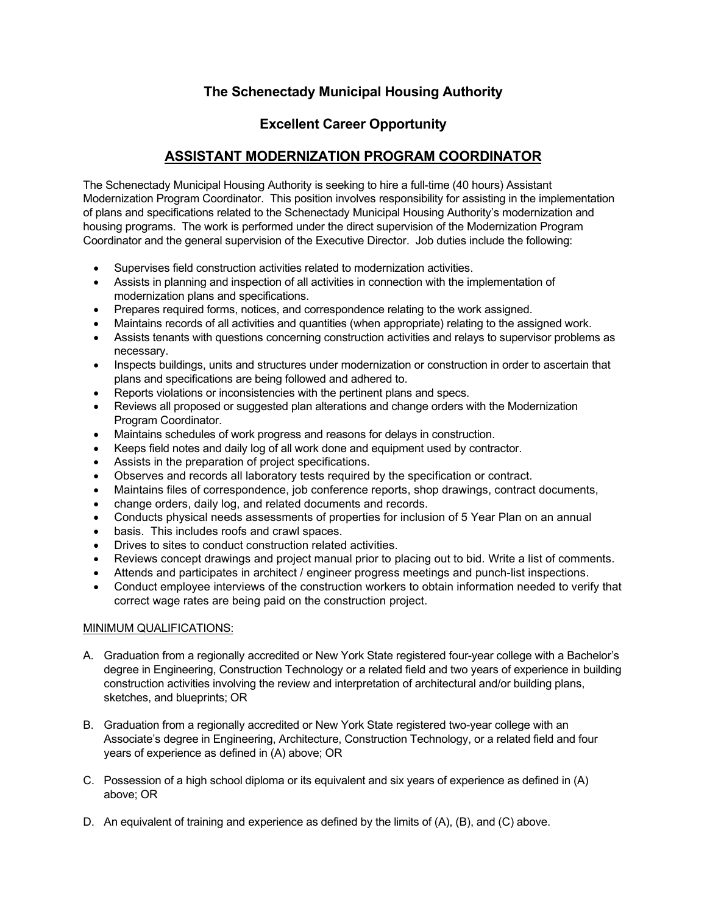# The Schenectady Municipal Housing Authority

## Excellent Career Opportunity

## ASSISTANT MODERNIZATION PROGRAM COORDINATOR

The Schenectady Municipal Housing Authority is seeking to hire a full-time (40 hours) Assistant Modernization Program Coordinator. This position involves responsibility for assisting in the implementation of plans and specifications related to the Schenectady Municipal Housing Authority's modernization and housing programs. The work is performed under the direct supervision of the Modernization Program Coordinator and the general supervision of the Executive Director. Job duties include the following:

- Supervises field construction activities related to modernization activities.
- Assists in planning and inspection of all activities in connection with the implementation of modernization plans and specifications.
- Prepares required forms, notices, and correspondence relating to the work assigned.
- Maintains records of all activities and quantities (when appropriate) relating to the assigned work.
- Assists tenants with questions concerning construction activities and relays to supervisor problems as necessary.
- Inspects buildings, units and structures under modernization or construction in order to ascertain that plans and specifications are being followed and adhered to.
- Reports violations or inconsistencies with the pertinent plans and specs.
- Reviews all proposed or suggested plan alterations and change orders with the Modernization Program Coordinator.
- Maintains schedules of work progress and reasons for delays in construction.
- Keeps field notes and daily log of all work done and equipment used by contractor.
- Assists in the preparation of project specifications.
- Observes and records all laboratory tests required by the specification or contract.
- Maintains files of correspondence, job conference reports, shop drawings, contract documents,
- change orders, daily log, and related documents and records.
- Conducts physical needs assessments of properties for inclusion of 5 Year Plan on an annual
- basis. This includes roofs and crawl spaces.
- Drives to sites to conduct construction related activities.
- Reviews concept drawings and project manual prior to placing out to bid. Write a list of comments.
- Attends and participates in architect / engineer progress meetings and punch-list inspections.
- Conduct employee interviews of the construction workers to obtain information needed to verify that correct wage rates are being paid on the construction project.

MINIMUM QUALIFICATIONS:

A. Graduation from a regionally accredited or New York State registered four-year college with a Bachelor's degree in Engineering, Construction Technology or a related field and two years of experience in building construction activities involving the review and interpretation of architectural and/or building plans, sketches, and blueprints; OR

B. Graduation from a regionally accredited or New York State registered two-year college with an Associate's degree in Engineering, Architecture, Construction Technology, or a related field and four years of experience as defined in (A) above; OR

C. Possession of a high school diploma or its equivalent and six years of experience as defined in (A) above; OR

D. An equivalent of training and experience as defined by the limits of (A), (B), and (C) above.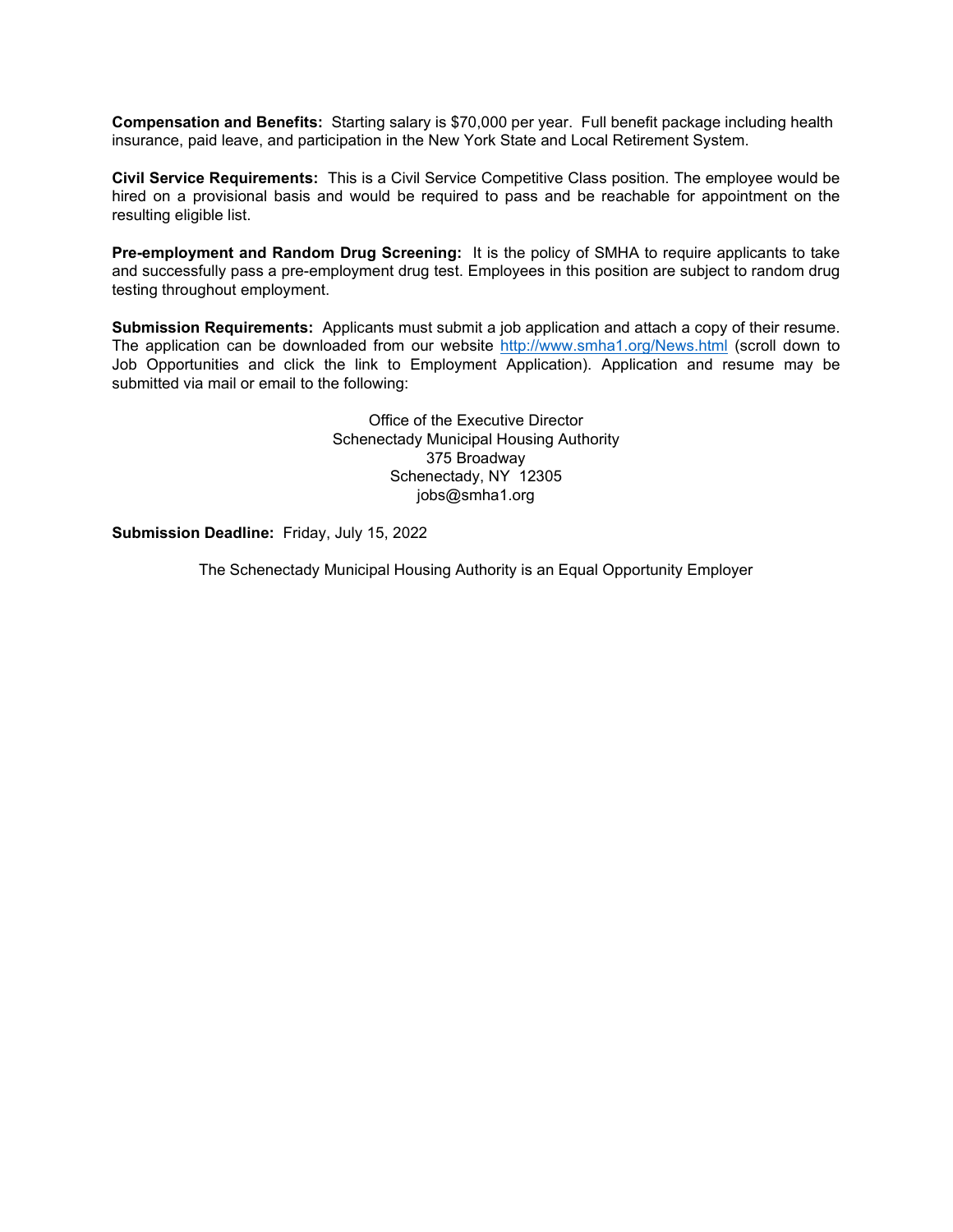**Compensation and Benefits:** Starting salary is $70,000 per year. Full benefit package including health insurance, paid leave, and participation in the New York State and Local Retirement System.

**Civil Service Requirements:** This is a Civil Service Competitive Class position. The employee would be hired on a provisional basis and would be required to pass and be reachable for appointment on the resulting eligible list.

**Pre-employment and Random Drug Screening:** It is the policy of SMHA to require applicants to take and successfully pass a pre-employment drug test. Employees in this position are subject to random drug testing throughout employment.

**Submission Requirements:** Applicants must submit a job application and attach a copy of their resume. The application can be downloaded from our website http://www.smha1.org/News.html (scroll down to Job Opportunities and click the link to Employment Application). Application and resume may be submitted via mail or email to the following:

Office of the Executive Director
Schenectady Municipal Housing Authority
375 Broadway
Schenectady, NY 12305
jobs@smha1.org

**Submission Deadline:** Friday, July 15, 2022

The Schenectady Municipal Housing Authority is an Equal Opportunity Employer